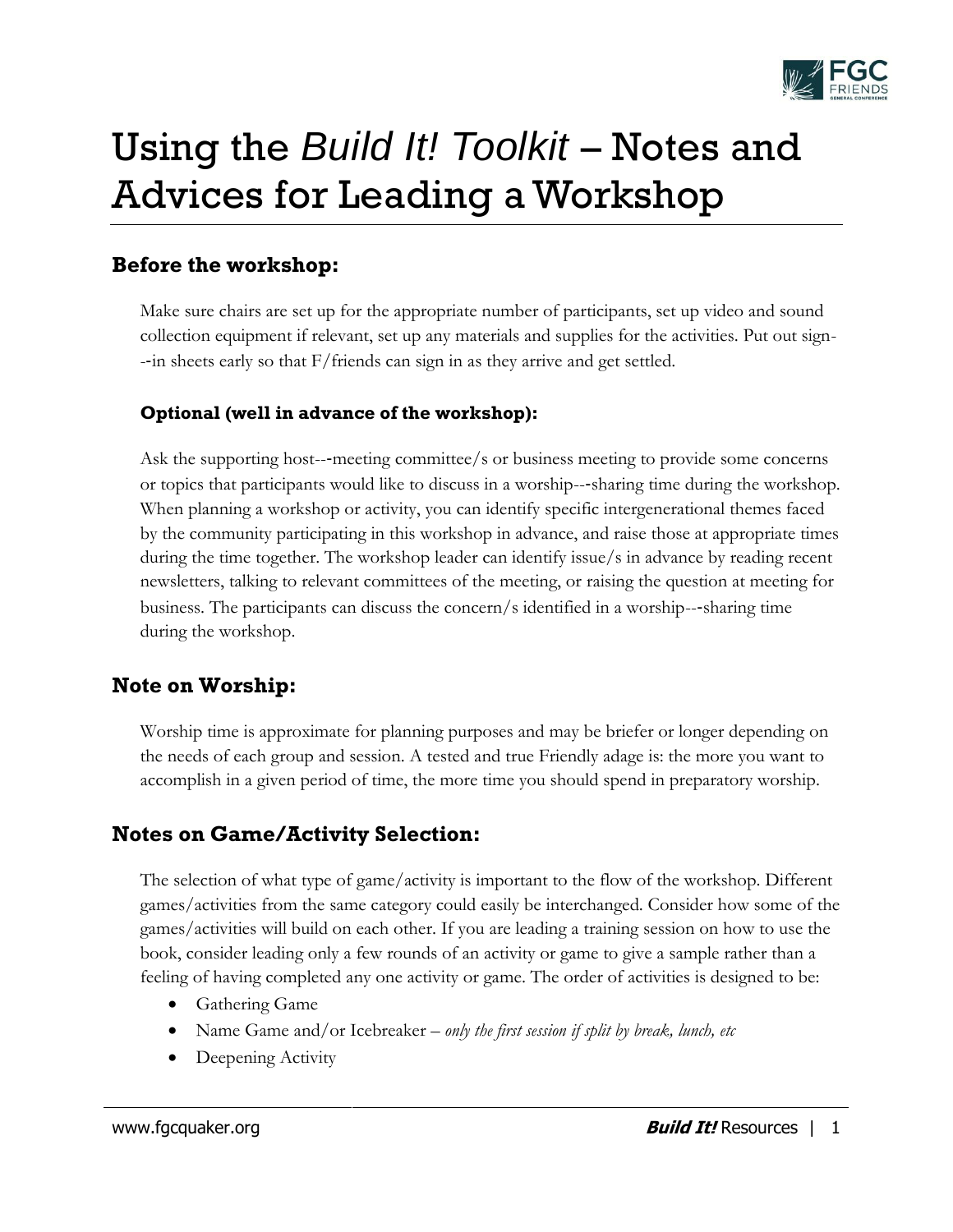# Using the *Build It! Toolkit* – Notes and Advices for Leading a Workshop

## Before the workshop:

Make sure chairs are set up for the appropriate number of participants, set up video and sound collection equipment if relevant, set up any materials and supplies for the activities. Put out sign---in sheets early so that F/friends can sign in as they arrive and get settled.

### Optional (well in advance of the workshop):

Ask the supporting host---meeting committee/s or business meeting to provide some concerns or topics that participants would like to discuss in a worship---sharing time during the workshop. When planning a workshop or activity, you can identify specific intergenerational themes faced by the community participating in this workshop in advance, and raise those at appropriate times during the time together. The workshop leader can identify issue/s in advance by reading recent newsletters, talking to relevant committees of the meeting, or raising the question at meeting for business. The participants can discuss the concern/s identified in a worship---sharing time during the workshop.

## Note on Worship:

Worship time is approximate for planning purposes and may be briefer or longer depending on the needs of each group and session. A tested and true Friendly adage is: the more you want to accomplish in a given period of time, the more time you should spend in preparatory worship.

## Notes on Game/Activity Selection:

The selection of what type of game/activity is important to the flow of the workshop. Different games/activities from the same category could easily be interchanged. Consider how some of the games/activities will build on each other. If you are leading a training session on how to use the book, consider leading only a few rounds of an activity or game to give a sample rather than a feeling of having completed any one activity or game. The order of activities is designed to be:

- Gathering Game
- Name Game and/or Icebreaker – *only the first session if split by break, lunch, etc*
- Deepening Activity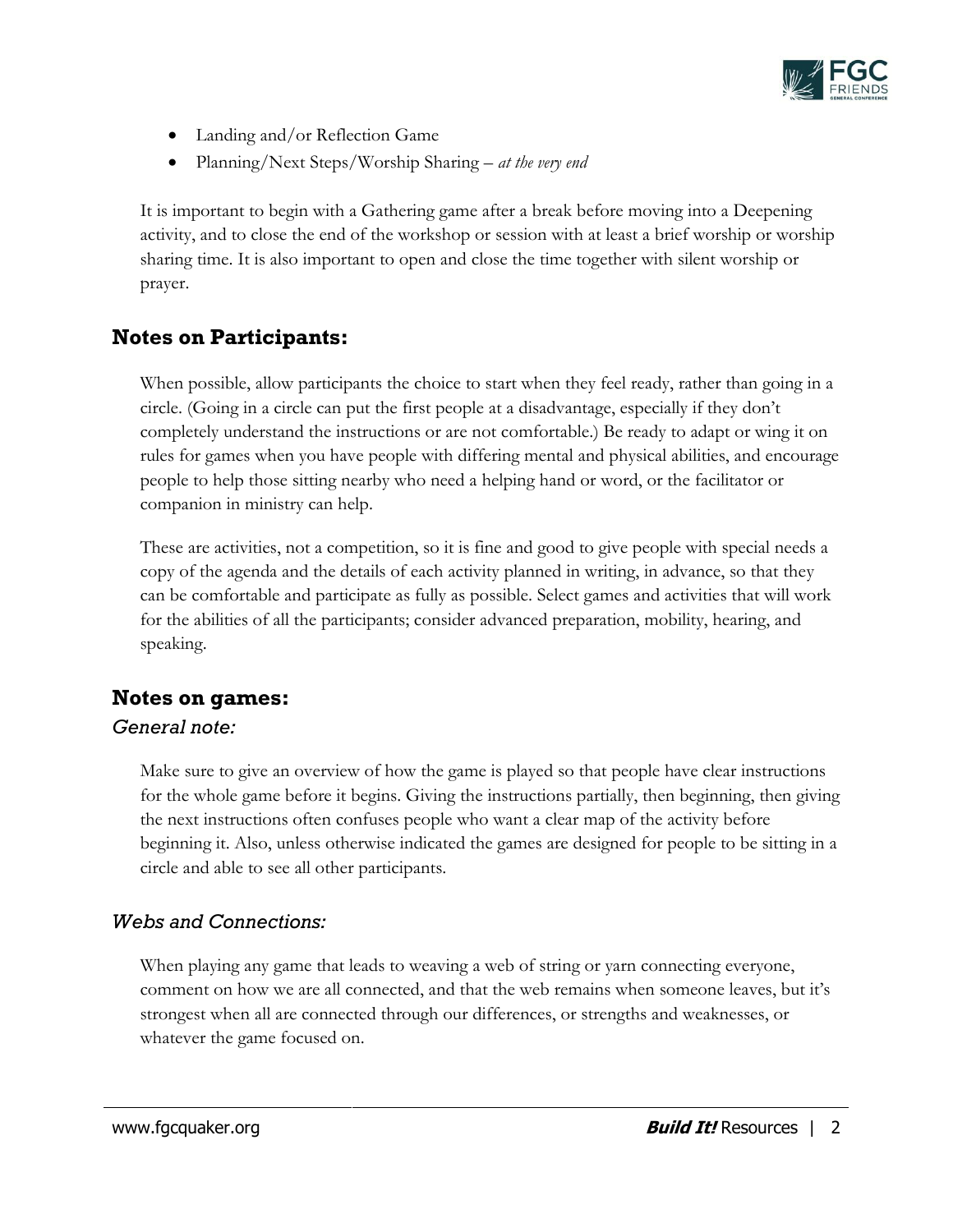- Landing and/or Reflection Game
- Planning/Next Steps/Worship Sharing – *at the very end*

It is important to begin with a Gathering game after a break before moving into a Deepening activity, and to close the end of the workshop or session with at least a brief worship or worship sharing time. It is also important to open and close the time together with silent worship or prayer.

## Notes on Participants:

When possible, allow participants the choice to start when they feel ready, rather than going in a circle. (Going in a circle can put the first people at a disadvantage, especially if they don't completely understand the instructions or are not comfortable.) Be ready to adapt or wing it on rules for games when you have people with differing mental and physical abilities, and encourage people to help those sitting nearby who need a helping hand or word, or the facilitator or companion in ministry can help.

These are activities, not a competition, so it is fine and good to give people with special needs a copy of the agenda and the details of each activity planned in writing, in advance, so that they can be comfortable and participate as fully as possible. Select games and activities that will work for the abilities of all the participants; consider advanced preparation, mobility, hearing, and speaking.

## Notes on games:

### *General note:*

Make sure to give an overview of how the game is played so that people have clear instructions for the whole game before it begins. Giving the instructions partially, then beginning, then giving the next instructions often confuses people who want a clear map of the activity before beginning it. Also, unless otherwise indicated the games are designed for people to be sitting in a circle and able to see all other participants.

### *Webs and Connections:*

When playing any game that leads to weaving a web of string or yarn connecting everyone, comment on how we are all connected, and that the web remains when someone leaves, but it's strongest when all are connected through our differences, or strengths and weaknesses, or whatever the game focused on.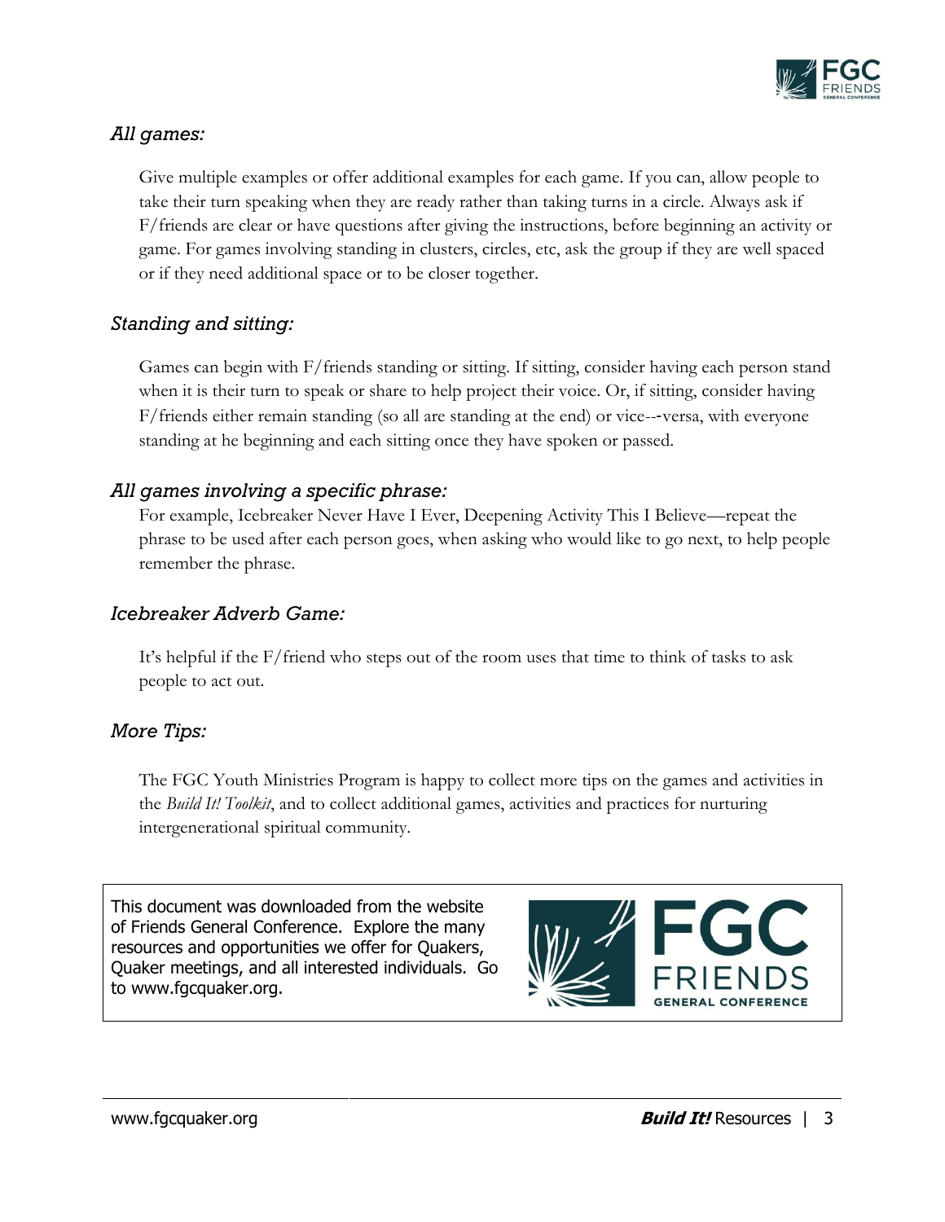### *All games:*

Give multiple examples or offer additional examples for each game. If you can, allow people to take their turn speaking when they are ready rather than taking turns in a circle. Always ask if F/friends are clear or have questions after giving the instructions, before beginning an activity or game. For games involving standing in clusters, circles, etc, ask the group if they are well spaced or if they need additional space or to be closer together.

### *Standing and sitting:*

Games can begin with F/friends standing or sitting. If sitting, consider having each person stand when it is their turn to speak or share to help project their voice. Or, if sitting, consider having F/friends either remain standing (so all are standing at the end) or vice---versa, with everyone standing at he beginning and each sitting once they have spoken or passed.

### *All games involving a specific phrase:*

For example, Icebreaker Never Have I Ever, Deepening Activity This I Believe—repeat the phrase to be used after each person goes, when asking who would like to go next, to help people remember the phrase.

### *Icebreaker Adverb Game:*

It's helpful if the F/friend who steps out of the room uses that time to think of tasks to ask people to act out.

### *More Tips:*

The FGC Youth Ministries Program is happy to collect more tips on the games and activities in the *Build It! Toolkit*, and to collect additional games, activities and practices for nurturing intergenerational spiritual community.

This document was downloaded from the website of Friends General Conference. Explore the many resources and opportunities we offer for Quakers, Quaker meetings, and all interested individuals. Go to www.fgcquaker.org.